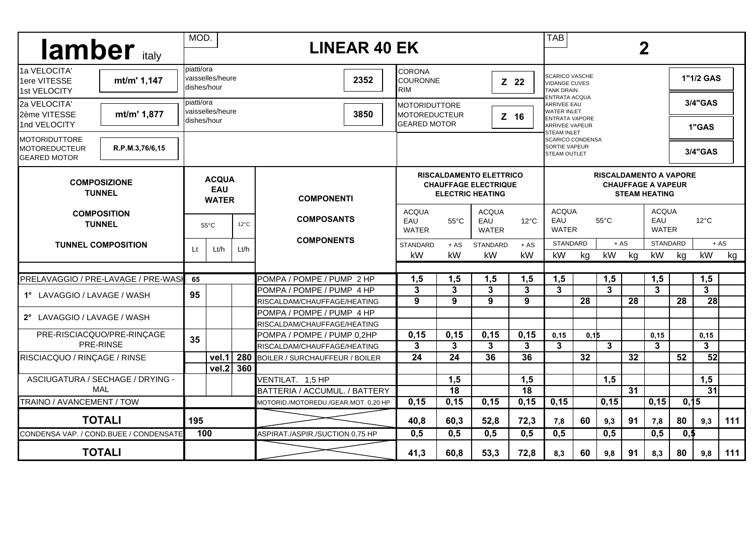# lamber italy

**MOD.** LINEAR 40 EK — **TAB** 2

| | | | | | | | |
|---|---|---|---|---|---|---|---|
| 1a VELOCITA' / 1ere VITESSE / 1st VELOCITY | mt/m' 1,147 | piatti/ora / vaisselles/heure / dishes/hour | 2352 | CORONA / COURONNE / RIM | Z 22 | SCARICO VASCHE / VIDANGE CUVES / TANK DRAIN | 1"1/2 GAS |
| 2a VELOCITA' / 2ème VITESSE / 1nd VELOCITY | mt/m' 1,877 | piatti/ora / vaisselles/heure / dishes/hour | 3850 | MOTORIDUTTORE / MOTOREDUCTEUR / GEARED MOTOR | Z 16 | ENTRATA ACQUA / ARRIVEE EAU / WATER INLET | 3/4"GAS |
| | | | | | | ENTRATA VAPORE / ARRIVEE VAPEUR / STEAM INLET | 1"GAS |
| MOTORIDUTTORE / MOTOREDUCTEUR / GEARED MOTOR | R.P.M.3,76/6,15 | | | | | SCARICO CONDENSA / SORTIE VAPEUR / STEAM OUTLET | 3/4"GAS |

| COMPOSIZIONE TUNNEL / COMPOSITION TUNNEL / TUNNEL COMPOSITION | ACQUA / EAU / WATER | | | COMPONENTI / COMPOSANTS / COMPONENTS | RISCALDAMENTO ELETTRICO / CHAUFFAGE ELECTRIQUE / ELECTRIC HEATING | | | | RISCALDAMENTO A VAPORE / CHAUFFAGE A VAPEUR / STEAM HEATING | | | | | | | |
|---|---|---|---|---|---|---|---|---|---|---|---|---|---|---|---|---|
| | 55°C | | 12°C | | ACQUA EAU WATER 55°C | | ACQUA EAU WATER 12°C | | ACQUA EAU WATER 55°C | | | | ACQUA EAU WATER 12°C | | | |
| | | | | | STANDARD | + AS | STANDARD | + AS | STANDARD | | + AS | | STANDARD | | + AS | |
| | Lt | Lt/h | Lt/h | | kW | kW | kW | kW | kW | kg | kW | kg | kW | kg | kW | kg |
| PRELAVAGGIO / PRE-LAVAGE / PRE-WASH | 65 | | | POMPA / POMPE / PUMP 2 HP | 1,5 | 1,5 | 1,5 | 1,5 | 1,5 | | 1,5 | | 1,5 | | 1,5 | |
| 1° LAVAGGIO / LAVAGE / WASH | 95 | | | POMPA / POMPE / PUMP 4 HP | 3 | 3 | 3 | 3 | 3 | | 3 | | 3 | | 3 | |
| | | | | RISCALDAM/CHAUFFAGE/HEATING | 9 | 9 | 9 | 9 | | 28 | | 28 | | 28 | 28 | |
| 2° LAVAGGIO / LAVAGE / WASH | | | | POMPA / POMPE / PUMP 4 HP | | | | | | | | | | | | |
| | | | | RISCALDAM/CHAUFFAGE/HEATING | | | | | | | | | | | | |
| PRE-RISCIACQUO/PRE-RINÇAGE PRE-RINSE | 35 | | | POMPA / POMPE / PUMP 0,2HP | 0,15 | 0,15 | 0,15 | 0,15 | 0,15 | 0,15 | | | 0,15 | | 0,15 | |
| | | | | RISCALDAM/CHAUFFAGE/HEATING | 3 | 3 | 3 | 3 | 3 | | 3 | | 3 | | 3 | |
| RISCIACQUO / RINÇAGE / RINSE | | vel.1 | 280 | BOILER / SURCHAUFFEUR / BOILER | 24 | 24 | 36 | 36 | | 32 | | 32 | | 52 | 52 | |
| | | vel.2 | 360 | | | | | | | | | | | | | |
| ASCIUGATURA / SECHAGE / DRYING - MAL | | | | VENTILAT. 1,5 HP | | 1,5 | | 1,5 | | | 1,5 | | | | 1,5 | |
| | | | | BATTERIA / ACCUMUL. / BATTERY | | 18 | | 18 | | | | 31 | | | 31 | |
| TRAINO / AVANCEMENT / TOW | | | | MOTORID./MOTOREDU./GEAR.MOT. 0,20 HP | 0,15 | 0,15 | 0,15 | 0,15 | 0,15 | | 0,15 | | 0,15 | 0,15 | | |
| **TOTALI** | 195 | | | | 40,8 | 60,3 | 52,8 | 72,3 | 7,8 | 60 | 9,3 | 91 | 7,8 | 80 | 9,3 | 111 |
| CONDENSA VAP. / COND.BUEE / CONDENSATE | 100 | | | ASPIRAT./ASPIR./SUCTION 0,75 HP | 0,5 | 0,5 | 0,5 | 0,5 | 0,5 | | 0,5 | | 0,5 | 0,5 | | |
| **TOTALI** | | | | | 41,3 | 60,8 | 53,3 | 72,8 | 8,3 | 60 | 9,8 | 91 | 8,3 | 80 | 9,8 | 111 |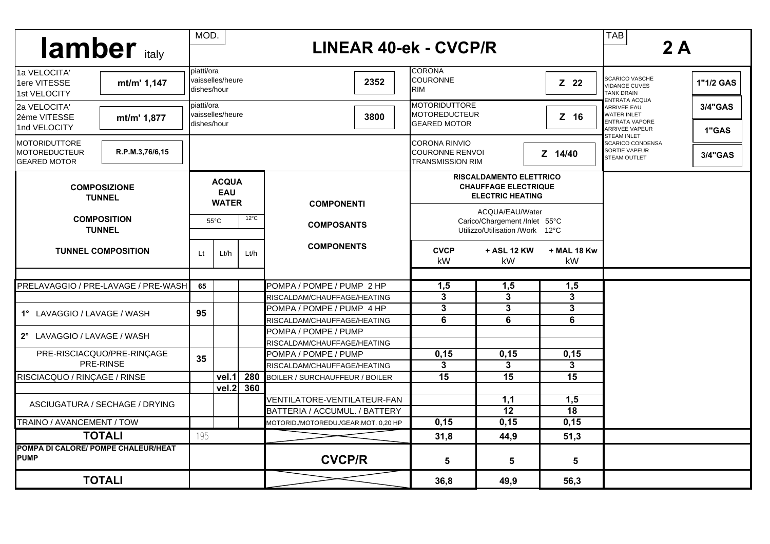# lamber italy

MOD. **LINEAR 40-ek - CVCP/R**

TAB **2 A**

| | | | | | | | |
|---|---|---|---|---|---|---|---|
| 1a VELOCITA' / 1ere VITESSE / 1st VELOCITY | mt/m' 1,147 | piatti/ora / vaisselles/heure / dishes/hour | 2352 | CORONA / COURONNE / RIM | Z 22 | SCARICO VASCHE / VIDANGE CUVES / TANK DRAIN | 1"1/2 GAS |
| 2a VELOCITA' / 2ème VITESSE / 1nd VELOCITY | mt/m' 1,877 | piatti/ora / vaisselles/heure / dishes/hour | 3800 | MOTORIDUTTORE / MOTOREDUCTEUR / GEARED MOTOR | Z 16 | ENTRATA ACQUA / ARRIVEE EAU / WATER INLET | 3/4"GAS |
| MOTORIDUTTORE / MOTOREDUCTEUR / GEARED MOTOR | R.P.M.3,76/6,15 | | | CORONA RINVIO / COURONNE RENVOI / TRANSMISSION RIM | Z 14/40 | ENTRATA VAPORE / ARRIVEE VAPEUR / STEAM INLET | 1"GAS |
| | | | | | | SCARICO CONDENSA / SORTIE VAPEUR / STEAM OUTLET | 3/4"GAS |

| COMPOSIZIONE TUNNEL / COMPOSITION TUNNEL / TUNNEL COMPOSITION | ACQUA EAU WATER 55°C Lt | Lt/h | 12°C Lt/h | COMPONENTI / COMPOSANTS / COMPONENTS | RISCALDAMENTO ELETTRICO / CHAUFFAGE ELECTRIQUE / ELECTRIC HEATING — ACQUA/EAU/Water Carico/Chargement /Inlet 55°C Utilizzo/Utilisation /Work 12°C — CVCP kW | + ASL 12 KW kW | + MAL 18 Kw kW |
|---|---|---|---|---|---|---|---|
| PRELAVAGGIO / PRE-LAVAGE / PRE-WASH | 65 | | | POMPA / POMPE / PUMP 2 HP | 1,5 | 1,5 | 1,5 |
| | | | | RISCALDAM/CHAUFFAGE/HEATING | 3 | 3 | 3 |
| 1° LAVAGGIO / LAVAGE / WASH | 95 | | | POMPA / POMPE / PUMP 4 HP | 3 | 3 | 3 |
| | | | | RISCALDAM/CHAUFFAGE/HEATING | 6 | 6 | 6 |
| 2° LAVAGGIO / LAVAGE / WASH | | | | POMPA / POMPE / PUMP | | | |
| | | | | RISCALDAM/CHAUFFAGE/HEATING | | | |
| PRE-RISCIACQUO/PRE-RINÇAGE PRE-RINSE | 35 | | | POMPA / POMPE / PUMP | 0,15 | 0,15 | 0,15 |
| | | | | RISCALDAM/CHAUFFAGE/HEATING | 3 | 3 | 3 |
| RISCIACQUO / RINÇAGE / RINSE | | vel.1 | 280 | BOILER / SURCHAUFFEUR / BOILER | 15 | 15 | 15 |
| | | vel.2 | 360 | | | | |
| ASCIUGATURA / SECHAGE / DRYING | | | | VENTILATORE-VENTILATEUR-FAN | | 1,1 | 1,5 |
| | | | | BATTERIA / ACCUMUL. / BATTERY | | 12 | 18 |
| TRAINO / AVANCEMENT / TOW | | | | MOTORID./MOTOREDU./GEAR.MOT. 0,20 HP | 0,15 | 0,15 | 0,15 |
| **TOTALI** | 195 | | | | 31,8 | 44,9 | 51,3 |
| POMPA DI CALORE/ POMPE CHALEUR/HEAT PUMP | | | | **CVCP/R** | 5 | 5 | 5 |
| **TOTALI** | | | | | 36,8 | 49,9 | 56,3 |